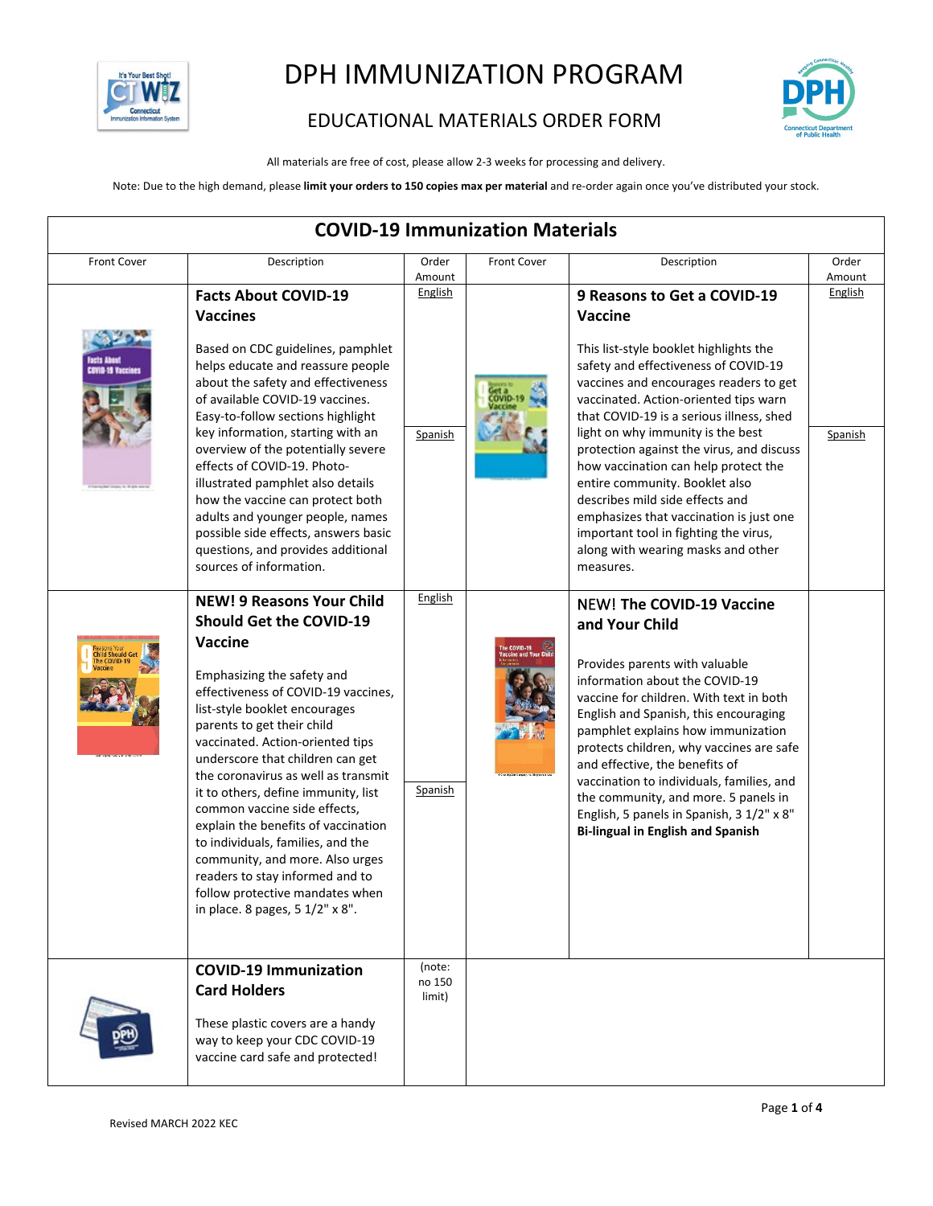# DPH IMMUNIZATION PROGRAM

## EDUCATIONAL MATERIALS ORDER FORM

All materials are free of cost, please allow 2-3 weeks for processing and delivery.

Note: Due to the high demand, please **limit your orders to 150 copies max per material** and re-order again once you've distributed your stock.

## COVID-19 Immunization Materials

| Front Cover | Description | Order Amount | Front Cover | Description | Order Amount |
|---|---|---|---|---|---|
| | **Facts About COVID-19 Vaccines**<br><br>Based on CDC guidelines, pamphlet helps educate and reassure people about the safety and effectiveness of available COVID-19 vaccines. Easy-to-follow sections highlight key information, starting with an overview of the potentially severe effects of COVID-19. Photo-illustrated pamphlet also details how the vaccine can protect both adults and younger people, names possible side effects, answers basic questions, and provides additional sources of information. | English<br><br>Spanish | | **9 Reasons to Get a COVID-19 Vaccine**<br><br>This list-style booklet highlights the safety and effectiveness of COVID-19 vaccines and encourages readers to get vaccinated. Action-oriented tips warn that COVID-19 is a serious illness, shed light on why immunity is the best protection against the virus, and discuss how vaccination can help protect the entire community. Booklet also describes mild side effects and emphasizes that vaccination is just one important tool in fighting the virus, along with wearing masks and other measures. | English<br><br>Spanish |
| | **NEW! 9 Reasons Your Child Should Get the COVID-19 Vaccine**<br><br>Emphasizing the safety and effectiveness of COVID-19 vaccines, list-style booklet encourages parents to get their child vaccinated. Action-oriented tips underscore that children can get the coronavirus as well as transmit it to others, define immunity, list common vaccine side effects, explain the benefits of vaccination to individuals, families, and the community, and more. Also urges readers to stay informed and to follow protective mandates when in place. 8 pages, 5 1/2" x 8". | English<br><br>Spanish | | **NEW! The COVID-19 Vaccine and Your Child**<br><br>Provides parents with valuable information about the COVID-19 vaccine for children. With text in both English and Spanish, this encouraging pamphlet explains how immunization protects children, why vaccines are safe and effective, the benefits of vaccination to individuals, families, and the community, and more. 5 panels in English, 5 panels in Spanish, 3 1/2" x 8"<br>**Bi-lingual in English and Spanish** | |
| | **COVID-19 Immunization Card Holders**<br><br>These plastic covers are a handy way to keep your CDC COVID-19 vaccine card safe and protected! | (note: no 150 limit) | | | |

Revised MARCH 2022 KEC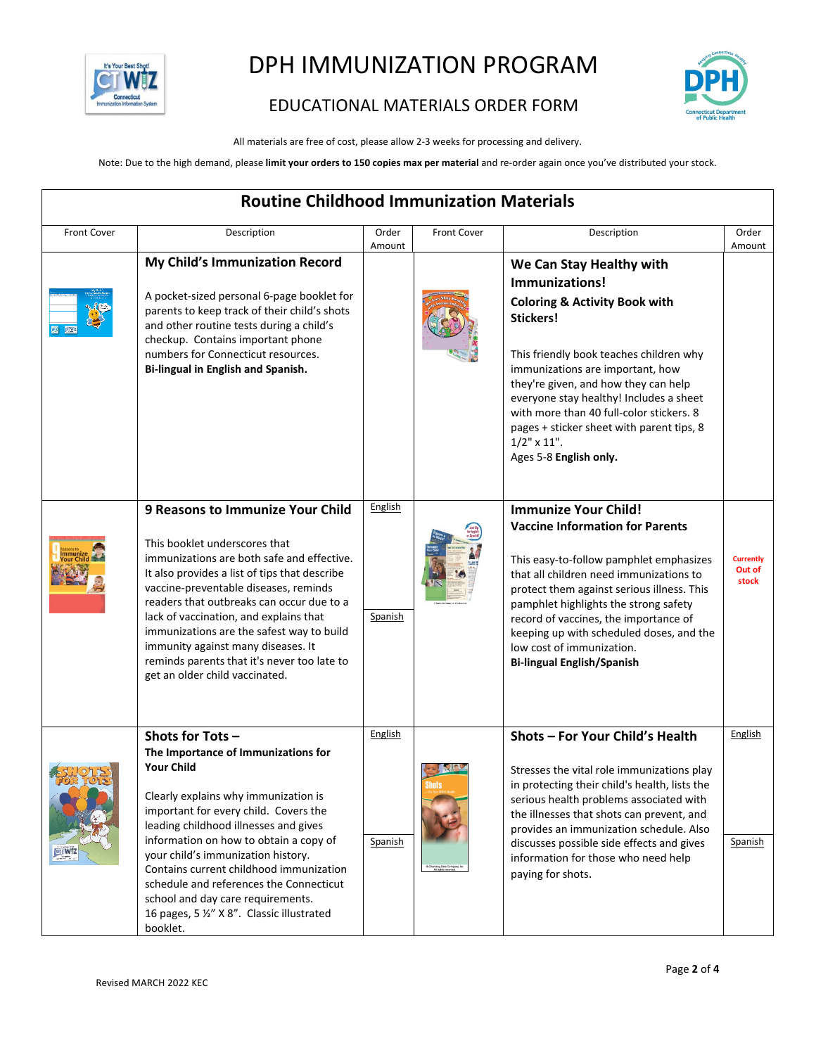# DPH IMMUNIZATION PROGRAM

## EDUCATIONAL MATERIALS ORDER FORM

All materials are free of cost, please allow 2-3 weeks for processing and delivery.

Note: Due to the high demand, please **limit your orders to 150 copies max per material** and re-order again once you've distributed your stock.

## Routine Childhood Immunization Materials

| Front Cover | Description | Order Amount | Front Cover | Description | Order Amount |
|---|---|---|---|---|---|
| | **My Child's Immunization Record**<br><br>A pocket-sized personal 6-page booklet for parents to keep track of their child's shots and other routine tests during a child's checkup. Contains important phone numbers for Connecticut resources.<br>**Bi-lingual in English and Spanish.** | | | **We Can Stay Healthy with Immunizations!**<br>**Coloring & Activity Book with Stickers!**<br><br>This friendly book teaches children why immunizations are important, how they're given, and how they can help everyone stay healthy! Includes a sheet with more than 40 full-color stickers. 8 pages + sticker sheet with parent tips, 8 1/2" x 11".<br>Ages 5-8 **English only.** | |
| | **9 Reasons to Immunize Your Child**<br><br>This booklet underscores that immunizations are both safe and effective. It also provides a list of tips that describe vaccine-preventable diseases, reminds readers that outbreaks can occur due to a lack of vaccination, and explains that immunizations are the safest way to build immunity against many diseases. It reminds parents that it's never too late to get an older child vaccinated. | English<br><br>Spanish | | **Immunize Your Child!**<br>**Vaccine Information for Parents**<br><br>This easy-to-follow pamphlet emphasizes that all children need immunizations to protect them against serious illness. This pamphlet highlights the strong safety record of vaccines, the importance of keeping up with scheduled doses, and the low cost of immunization.<br>**Bi-lingual English/Spanish** | **Currently Out of stock** |
| | **Shots for Tots –**<br>**The Importance of Immunizations for Your Child**<br><br>Clearly explains why immunization is important for every child. Covers the leading childhood illnesses and gives information on how to obtain a copy of your child's immunization history. Contains current childhood immunization schedule and references the Connecticut school and day care requirements.<br>16 pages, 5 ½" X 8". Classic illustrated booklet. | English<br><br>Spanish | | **Shots – For Your Child's Health**<br><br>Stresses the vital role immunizations play in protecting their child's health, lists the serious health problems associated with the illnesses that shots can prevent, and provides an immunization schedule. Also discusses possible side effects and gives information for those who need help paying for shots. | English<br><br>Spanish |

Revised MARCH 2022 KEC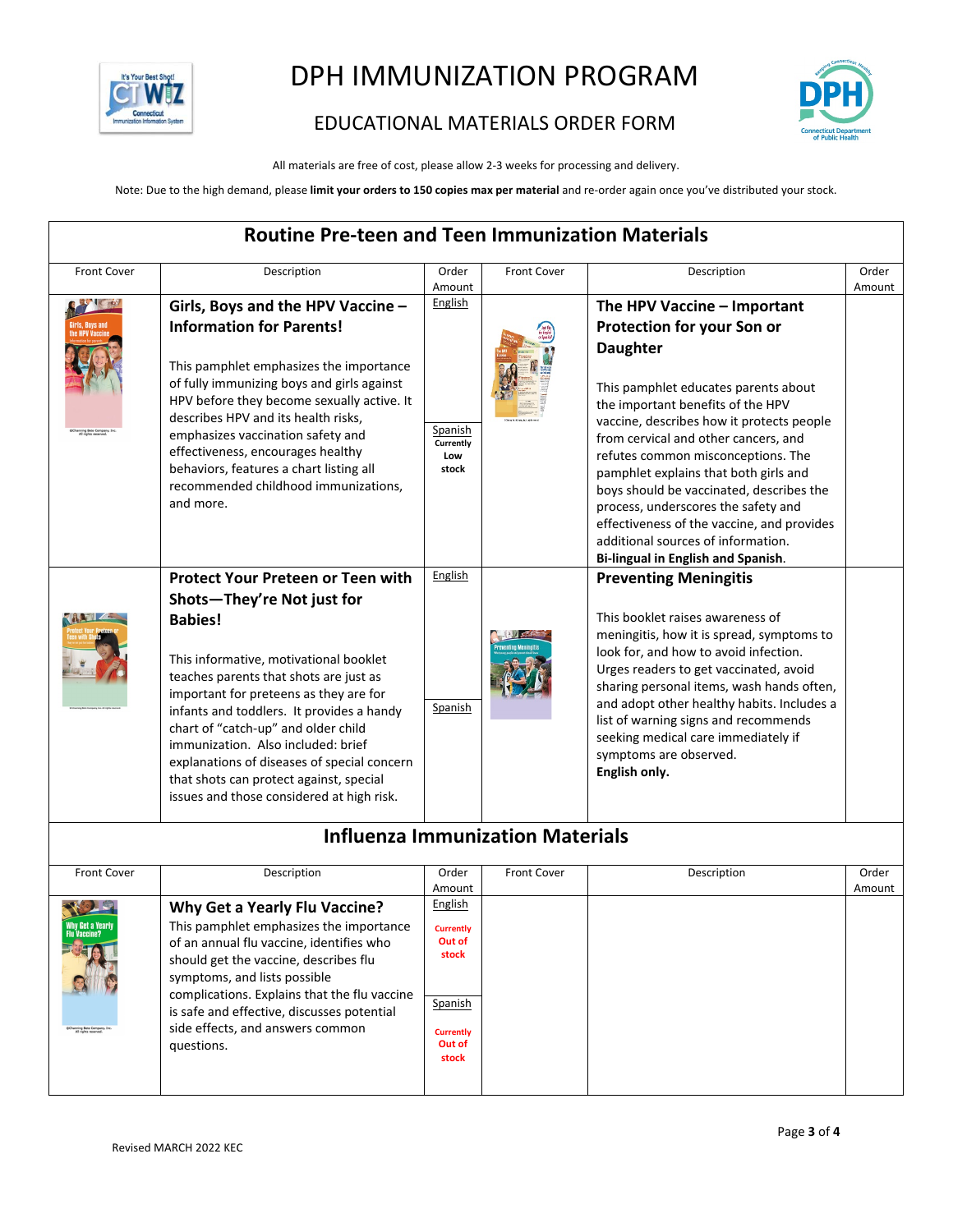# DPH IMMUNIZATION PROGRAM

## EDUCATIONAL MATERIALS ORDER FORM

All materials are free of cost, please allow 2-3 weeks for processing and delivery.

Note: Due to the high demand, please **limit your orders to 150 copies max per material** and re-order again once you've distributed your stock.

## Routine Pre-teen and Teen Immunization Materials

| Front Cover | Description | Order Amount | Front Cover | Description | Order Amount |
|---|---|---|---|---|---|
| | **Girls, Boys and the HPV Vaccine – Information for Parents!** This pamphlet emphasizes the importance of fully immunizing boys and girls against HPV before they become sexually active. It describes HPV and its health risks, emphasizes vaccination safety and effectiveness, encourages healthy behaviors, features a chart listing all recommended childhood immunizations, and more. | English<br>Spanish **Currently Low stock** | | **The HPV Vaccine – Important Protection for your Son or Daughter** This pamphlet educates parents about the important benefits of the HPV vaccine, describes how it protects people from cervical and other cancers, and refutes common misconceptions. The pamphlet explains that both girls and boys should be vaccinated, describes the process, underscores the safety and effectiveness of the vaccine, and provides additional sources of information. **Bi-lingual in English and Spanish**. | |
| | **Protect Your Preteen or Teen with Shots—They're Not just for Babies!** This informative, motivational booklet teaches parents that shots are just as important for preteens as they are for infants and toddlers. It provides a handy chart of "catch-up" and older child immunization. Also included: brief explanations of diseases of special concern that shots can protect against, special issues and those considered at high risk. | English<br>Spanish | | **Preventing Meningitis** This booklet raises awareness of meningitis, how it is spread, symptoms to look for, and how to avoid infection. Urges readers to get vaccinated, avoid sharing personal items, wash hands often, and adopt other healthy habits. Includes a list of warning signs and recommends seeking medical care immediately if symptoms are observed. **English only.** | |

## Influenza Immunization Materials

| Front Cover | Description | Order Amount | Front Cover | Description | Order Amount |
|---|---|---|---|---|---|
| | **Why Get a Yearly Flu Vaccine?** This pamphlet emphasizes the importance of an annual flu vaccine, identifies who should get the vaccine, describes flu symptoms, and lists possible complications. Explains that the flu vaccine is safe and effective, discusses potential side effects, and answers common questions. | English **Currently Out of stock**<br>Spanish **Currently Out of stock** | | | |

Revised MARCH 2022 KEC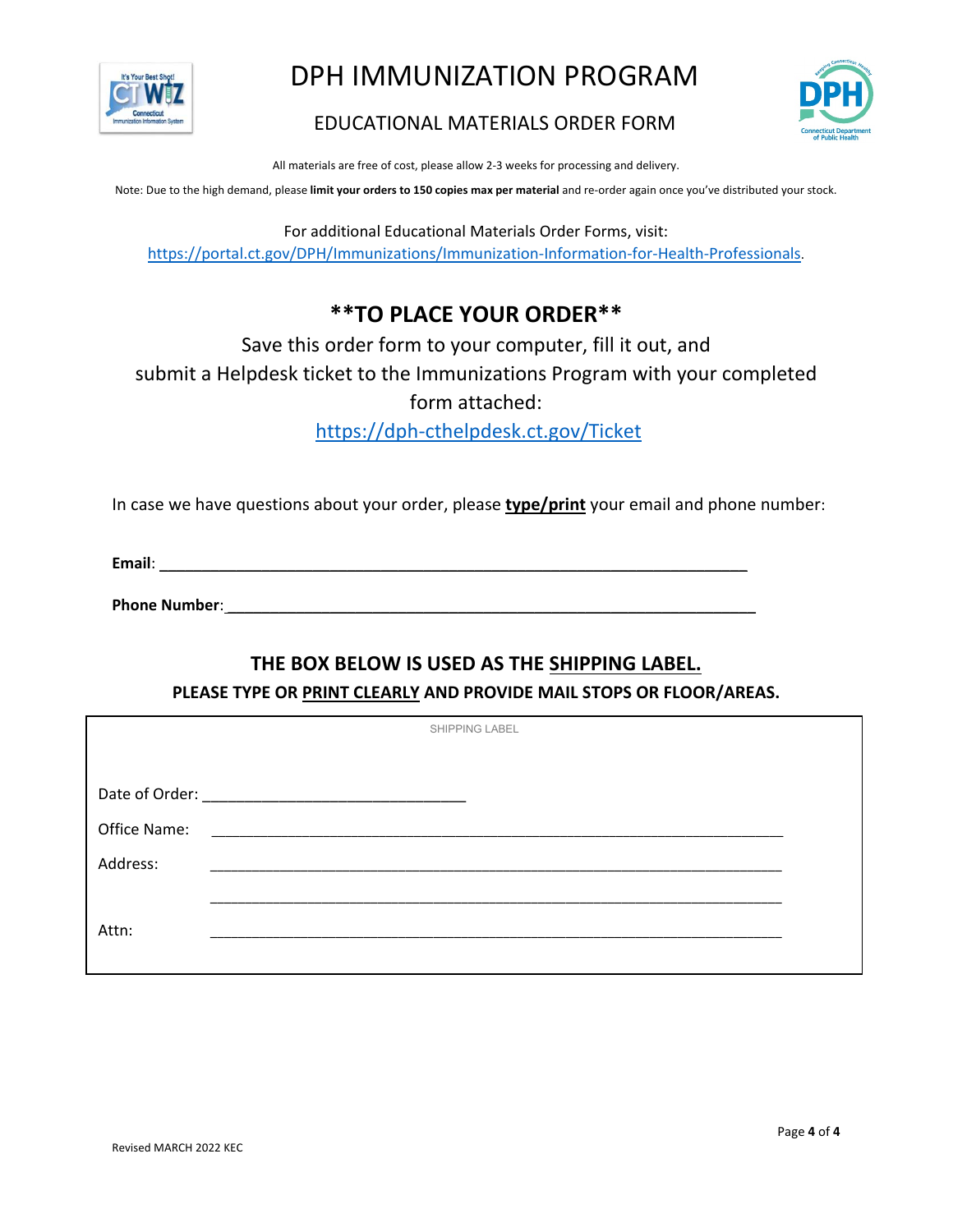# DPH IMMUNIZATION PROGRAM

## EDUCATIONAL MATERIALS ORDER FORM

All materials are free of cost, please allow 2-3 weeks for processing and delivery.

Note: Due to the high demand, please **limit your orders to 150 copies max per material** and re-order again once you've distributed your stock.

For additional Educational Materials Order Forms, visit:
https://portal.ct.gov/DPH/Immunizations/Immunization-Information-for-Health-Professionals.

## **TO PLACE YOUR ORDER**

Save this order form to your computer, fill it out, and submit a Helpdesk ticket to the Immunizations Program with your completed form attached:
https://dph-cthelpdesk.ct.gov/Ticket

In case we have questions about your order, please **type/print** your email and phone number:

**Email**: ______________________________________________________________

**Phone Number**: ________________________________________________________

### THE BOX BELOW IS USED AS THE SHIPPING LABEL.

**PLEASE TYPE OR PRINT CLEARLY AND PROVIDE MAIL STOPS OR FLOOR/AREAS.**

SHIPPING LABEL

Date of Order: ______________________________

Office Name: ______________________________________________________________

Address: ______________________________________________________________

______________________________________________________________

Attn: ______________________________________________________________

Revised MARCH 2022 KEC